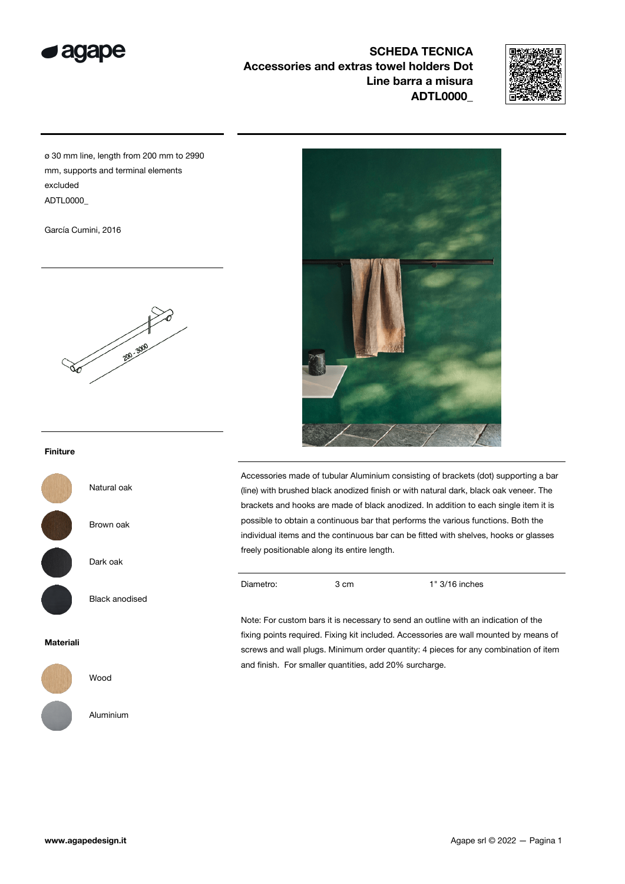# SCHEDA TECNICA
## Accessories and extras towel holders Dot Line barra a misura
## ADTL0000_

ø 30 mm line, length from 200 mm to 2990 mm, supports and terminal elements excluded
ADTL0000_

García Cumini, 2016

200 - 3000

### Finiture

- Natural oak
- Brown oak
- Dark oak
- Black anodised

### Materiali

- Wood
- Aluminium

Accessories made of tubular Aluminium consisting of brackets (dot) supporting a bar (line) with brushed black anodized finish or with natural dark, black oak veneer. The brackets and hooks are made of black anodized. In addition to each single item it is possible to obtain a continuous bar that performs the various functions. Both the individual items and the continuous bar can be fitted with shelves, hooks or glasses freely positionable along its entire length.

| Diametro: | 3 cm | 1" 3/16 inches |
| --- | --- | --- |

Note: For custom bars it is necessary to send an outline with an indication of the fixing points required. Fixing kit included. Accessories are wall mounted by means of screws and wall plugs. Minimum order quantity: 4 pieces for any combination of item and finish. For smaller quantities, add 20% surcharge.

www.agapedesign.it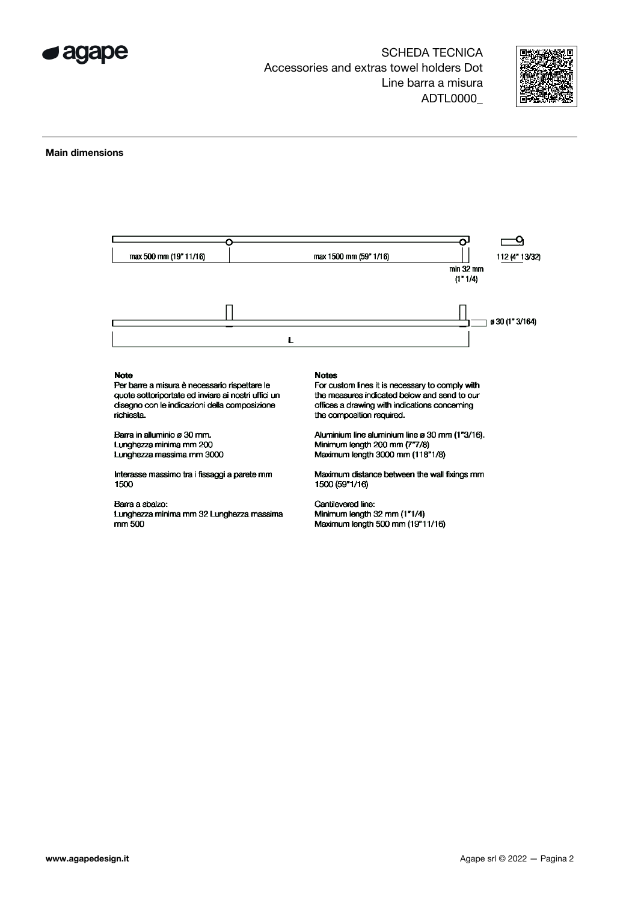SCHEDA TECNICA
Accessories and extras towel holders Dot
Line barra a misura
ADTL0000_

**Main dimensions**

max 500 mm (19" 11/16)

max 1500 mm (59" 1/16)

min 32 mm
(1" 1/4)

112 (4" 13/32)

ø 30 (1" 3/164)

L

**Note**

Per barre a misura è necessario rispettare le quote sottoriportate ed inviare ai nostri uffici un disegno con le indicazioni della composizione richiesta.

Barra in alluminio ø 30 mm.
Lunghezza minima mm 200
Lunghezza massima mm 3000

Interasse massimo tra i fissaggi a parete mm 1500

Barra a sbalzo:
Lunghezza minima mm 32 Lunghezza massima mm 500

**Notes**

For custom lines it is necessary to comply with the measures indicated below and send to our offices a drawing with indications concerning the composition required.

Aluminium line aluminium line ø 30 mm (1"3/16).
Minimum length 200 mm (7"7/8)
Maximum length 3000 mm (118"1/8)

Maximum distance between the wall fixings mm 1500 (59"1/16)

Cantilevered line:
Minimum length 32 mm (1"1/4)
Maximum length 500 mm (19"11/16)

www.agapedesign.it

Agape srl © 2022 — Pagina 2